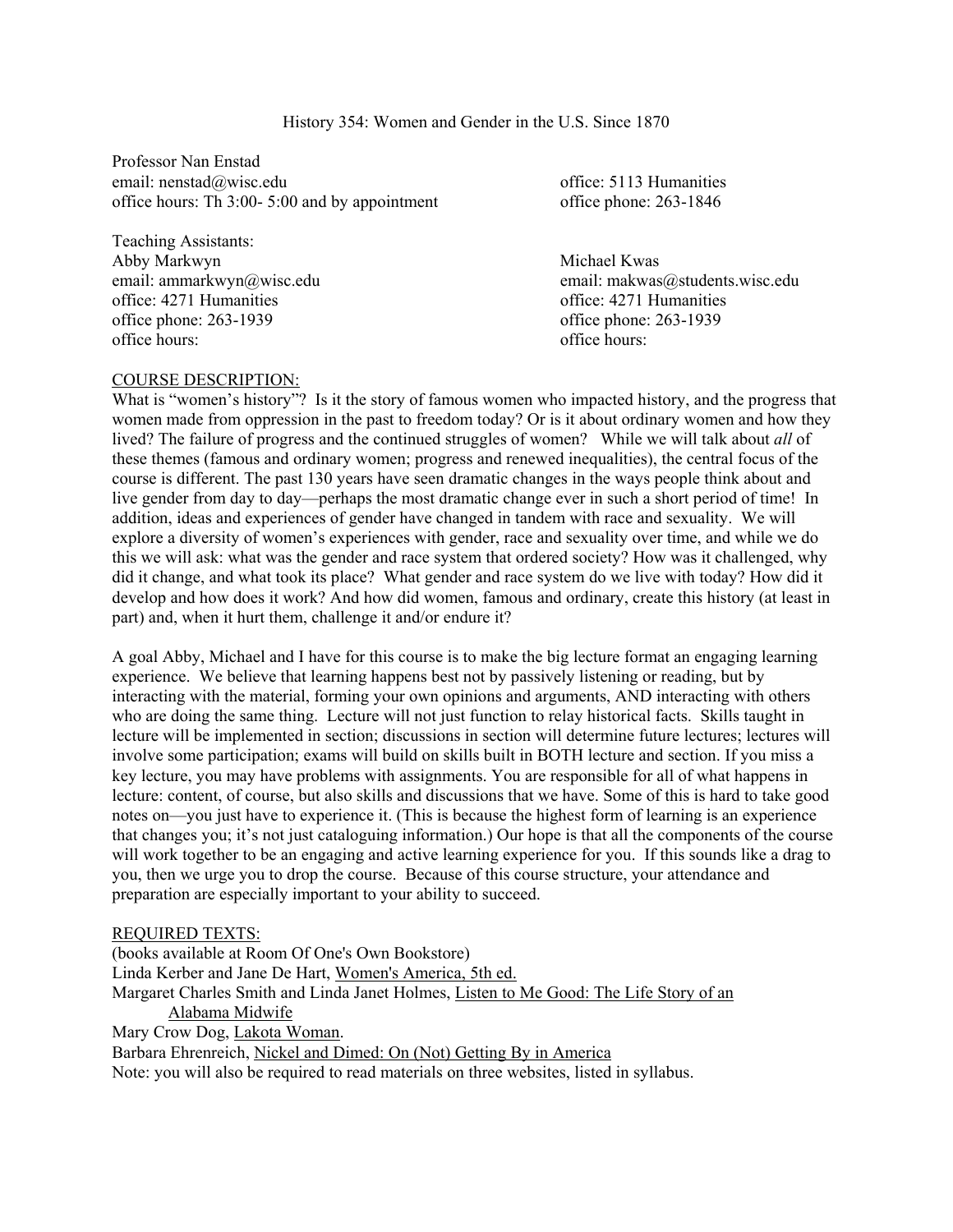# History 354: Women and Gender in the U.S. Since 1870

Professor Nan Enstad
email: nenstad@wisc.edu
office hours: Th 3:00- 5:00 and by appointment
office: 5113 Humanities
office phone: 263-1846

Teaching Assistants:

Abby Markwyn
email: ammarkwyn@wisc.edu
office: 4271 Humanities
office phone: 263-1939
office hours:

Michael Kwas
email: makwas@students.wisc.edu
office: 4271 Humanities
office phone: 263-1939
office hours:

## COURSE DESCRIPTION:

What is "women's history"? Is it the story of famous women who impacted history, and the progress that women made from oppression in the past to freedom today? Or is it about ordinary women and how they lived? The failure of progress and the continued struggles of women? While we will talk about *all* of these themes (famous and ordinary women; progress and renewed inequalities), the central focus of the course is different. The past 130 years have seen dramatic changes in the ways people think about and live gender from day to day—perhaps the most dramatic change ever in such a short period of time! In addition, ideas and experiences of gender have changed in tandem with race and sexuality. We will explore a diversity of women's experiences with gender, race and sexuality over time, and while we do this we will ask: what was the gender and race system that ordered society? How was it challenged, why did it change, and what took its place? What gender and race system do we live with today? How did it develop and how does it work? And how did women, famous and ordinary, create this history (at least in part) and, when it hurt them, challenge it and/or endure it?

A goal Abby, Michael and I have for this course is to make the big lecture format an engaging learning experience. We believe that learning happens best not by passively listening or reading, but by interacting with the material, forming your own opinions and arguments, AND interacting with others who are doing the same thing. Lecture will not just function to relay historical facts. Skills taught in lecture will be implemented in section; discussions in section will determine future lectures; lectures will involve some participation; exams will build on skills built in BOTH lecture and section. If you miss a key lecture, you may have problems with assignments. You are responsible for all of what happens in lecture: content, of course, but also skills and discussions that we have. Some of this is hard to take good notes on—you just have to experience it. (This is because the highest form of learning is an experience that changes you; it's not just cataloguing information.) Our hope is that all the components of the course will work together to be an engaging and active learning experience for you. If this sounds like a drag to you, then we urge you to drop the course. Because of this course structure, your attendance and preparation are especially important to your ability to succeed.

## REQUIRED TEXTS:

(books available at Room Of One's Own Bookstore)

Linda Kerber and Jane De Hart, Women's America, 5th ed.

Margaret Charles Smith and Linda Janet Holmes, Listen to Me Good: The Life Story of an Alabama Midwife

Mary Crow Dog, Lakota Woman.

Barbara Ehrenreich, Nickel and Dimed: On (Not) Getting By in America

Note: you will also be required to read materials on three websites, listed in syllabus.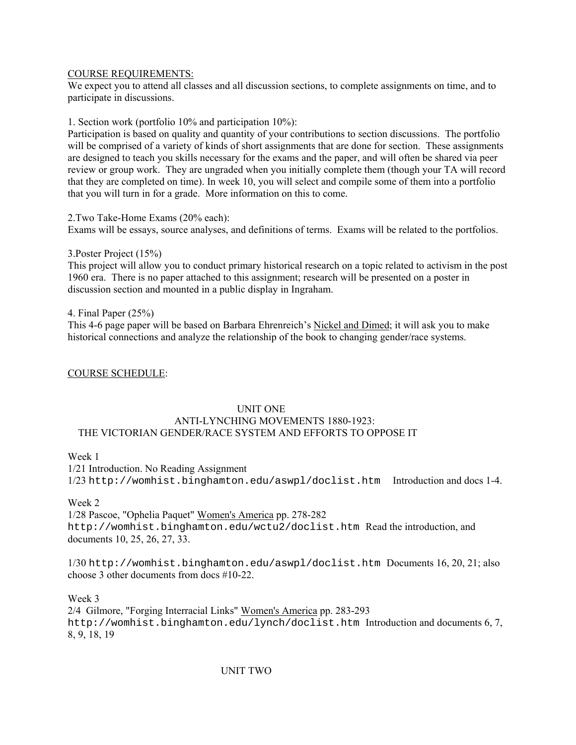COURSE REQUIREMENTS:

We expect you to attend all classes and all discussion sections, to complete assignments on time, and to participate in discussions.

1. Section work (portfolio 10% and participation 10%):
Participation is based on quality and quantity of your contributions to section discussions. The portfolio will be comprised of a variety of kinds of short assignments that are done for section. These assignments are designed to teach you skills necessary for the exams and the paper, and will often be shared via peer review or group work. They are ungraded when you initially complete them (though your TA will record that they are completed on time). In week 10, you will select and compile some of them into a portfolio that you will turn in for a grade. More information on this to come.

2.Two Take-Home Exams (20% each):
Exams will be essays, source analyses, and definitions of terms. Exams will be related to the portfolios.

3.Poster Project (15%)
This project will allow you to conduct primary historical research on a topic related to activism in the post 1960 era. There is no paper attached to this assignment; research will be presented on a poster in discussion section and mounted in a public display in Ingraham.

4. Final Paper (25%)
This 4-6 page paper will be based on Barbara Ehrenreich's Nickel and Dimed; it will ask you to make historical connections and analyze the relationship of the book to changing gender/race systems.

COURSE SCHEDULE:

UNIT ONE
ANTI-LYNCHING MOVEMENTS 1880-1923:
THE VICTORIAN GENDER/RACE SYSTEM AND EFFORTS TO OPPOSE IT

Week 1
1/21 Introduction. No Reading Assignment
1/23 `http://womhist.binghamton.edu/aswpl/doclist.htm` Introduction and docs 1-4.

Week 2
1/28 Pascoe, "Ophelia Paquet" Women's America pp. 278-282
`http://womhist.binghamton.edu/wctu2/doclist.htm` Read the introduction, and documents 10, 25, 26, 27, 33.

1/30 `http://womhist.binghamton.edu/aswpl/doclist.htm` Documents 16, 20, 21; also choose 3 other documents from docs #10-22.

Week 3
2/4 Gilmore, "Forging Interracial Links" Women's America pp. 283-293
`http://womhist.binghamton.edu/lynch/doclist.htm` Introduction and documents 6, 7, 8, 9, 18, 19

UNIT TWO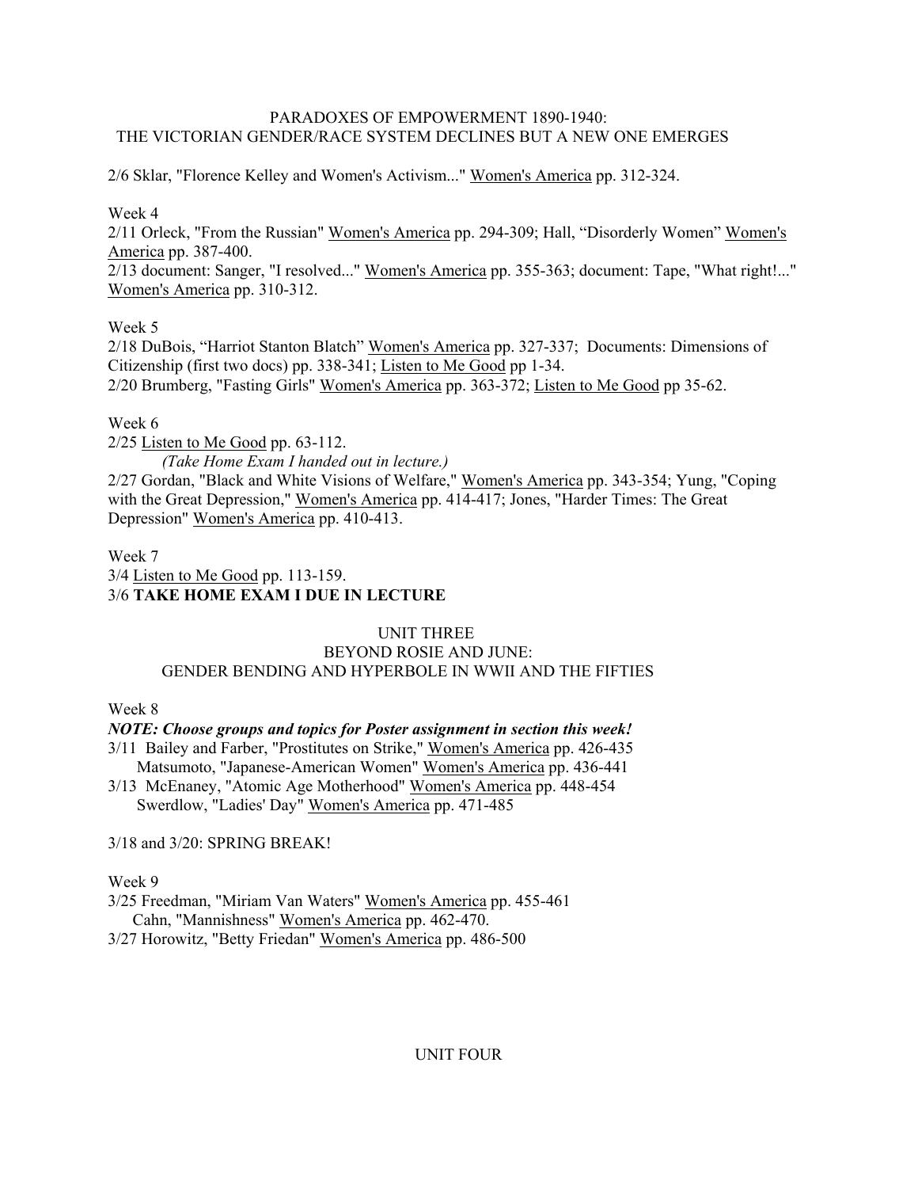PARADOXES OF EMPOWERMENT 1890-1940:
THE VICTORIAN GENDER/RACE SYSTEM DECLINES BUT A NEW ONE EMERGES

2/6 Sklar, "Florence Kelley and Women's Activism..." Women's America pp. 312-324.

Week 4

2/11 Orleck, "From the Russian" Women's America pp. 294-309; Hall, "Disorderly Women" Women's America pp. 387-400.

2/13 document: Sanger, "I resolved..." Women's America pp. 355-363; document: Tape, "What right!..." Women's America pp. 310-312.

Week 5

2/18 DuBois, "Harriot Stanton Blatch" Women's America pp. 327-337; Documents: Dimensions of Citizenship (first two docs) pp. 338-341; Listen to Me Good pp 1-34.

2/20 Brumberg, "Fasting Girls" Women's America pp. 363-372; Listen to Me Good pp 35-62.

Week 6

2/25 Listen to Me Good pp. 63-112.

*(Take Home Exam I handed out in lecture.)*

2/27 Gordan, "Black and White Visions of Welfare," Women's America pp. 343-354; Yung, "Coping with the Great Depression," Women's America pp. 414-417; Jones, "Harder Times: The Great Depression" Women's America pp. 410-413.

Week 7

3/4 Listen to Me Good pp. 113-159.

3/6 **TAKE HOME EXAM I DUE IN LECTURE**

## UNIT THREE
## BEYOND ROSIE AND JUNE:
## GENDER BENDING AND HYPERBOLE IN WWII AND THE FIFTIES

Week 8

***NOTE: Choose groups and topics for Poster assignment in section this week!***

3/11 Bailey and Farber, "Prostitutes on Strike," Women's America pp. 426-435
Matsumoto, "Japanese-American Women" Women's America pp. 436-441

3/13 McEnaney, "Atomic Age Motherhood" Women's America pp. 448-454
Swerdlow, "Ladies' Day" Women's America pp. 471-485

3/18 and 3/20: SPRING BREAK!

Week 9

3/25 Freedman, "Miriam Van Waters" Women's America pp. 455-461
Cahn, "Mannishness" Women's America pp. 462-470.

3/27 Horowitz, "Betty Friedan" Women's America pp. 486-500

## UNIT FOUR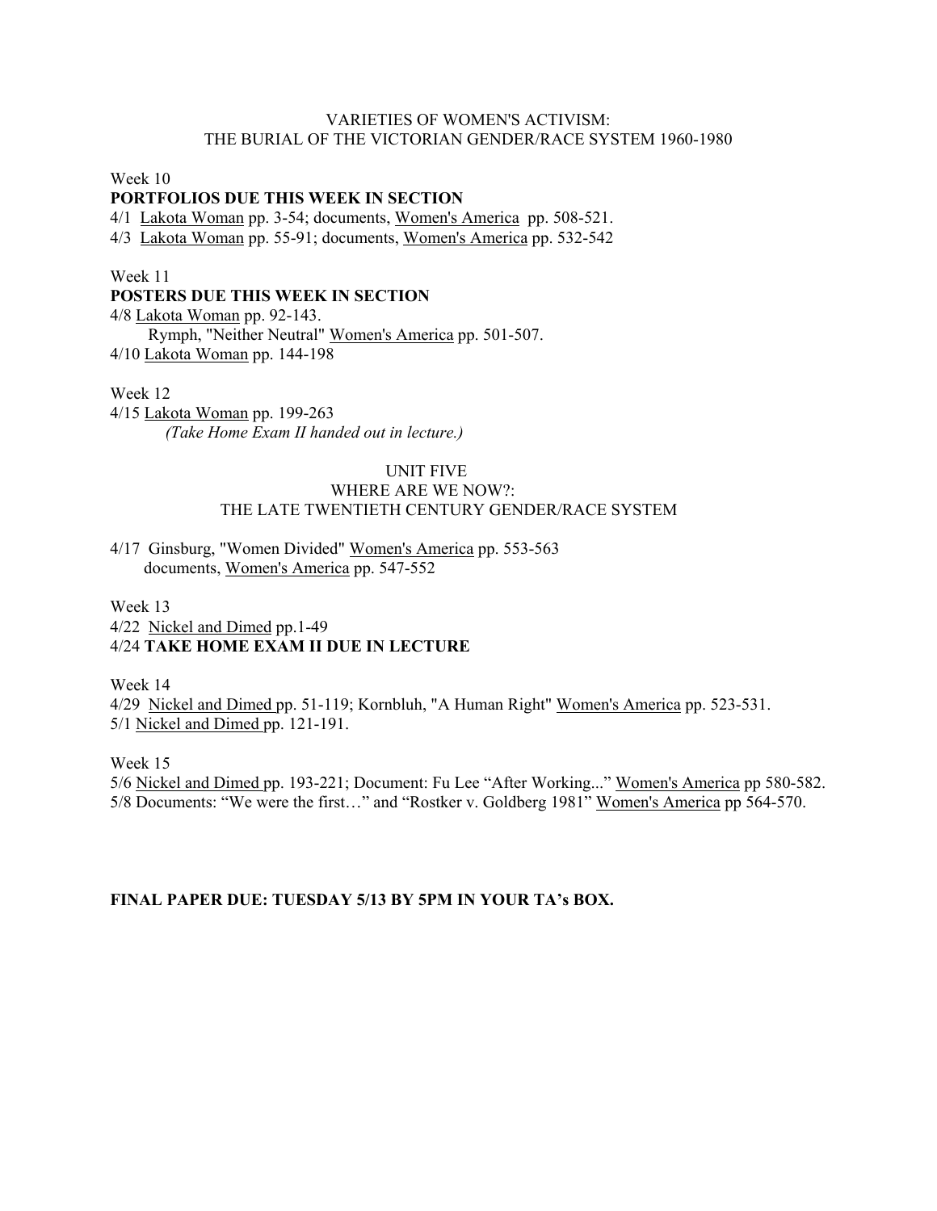## VARIETIES OF WOMEN'S ACTIVISM: THE BURIAL OF THE VICTORIAN GENDER/RACE SYSTEM 1960-1980

Week 10

**PORTFOLIOS DUE THIS WEEK IN SECTION**

4/1 Lakota Woman pp. 3-54; documents, Women's America pp. 508-521.
4/3 Lakota Woman pp. 55-91; documents, Women's America pp. 532-542

Week 11

**POSTERS DUE THIS WEEK IN SECTION**

4/8 Lakota Woman pp. 92-143.
Rymph, "Neither Neutral" Women's America pp. 501-507.
4/10 Lakota Woman pp. 144-198

Week 12

4/15 Lakota Woman pp. 199-263
*(Take Home Exam II handed out in lecture.)*

## UNIT FIVE
## WHERE ARE WE NOW?: THE LATE TWENTIETH CENTURY GENDER/RACE SYSTEM

4/17 Ginsburg, "Women Divided" Women's America pp. 553-563
documents, Women's America pp. 547-552

Week 13

4/22 Nickel and Dimed pp.1-49
4/24 **TAKE HOME EXAM II DUE IN LECTURE**

Week 14

4/29 Nickel and Dimed pp. 51-119; Kornbluh, "A Human Right" Women's America pp. 523-531.
5/1 Nickel and Dimed pp. 121-191.

Week 15

5/6 Nickel and Dimed pp. 193-221; Document: Fu Lee "After Working..." Women's America pp 580-582.
5/8 Documents: "We were the first…" and "Rostker v. Goldberg 1981" Women's America pp 564-570.

**FINAL PAPER DUE: TUESDAY 5/13 BY 5PM IN YOUR TA's BOX.**